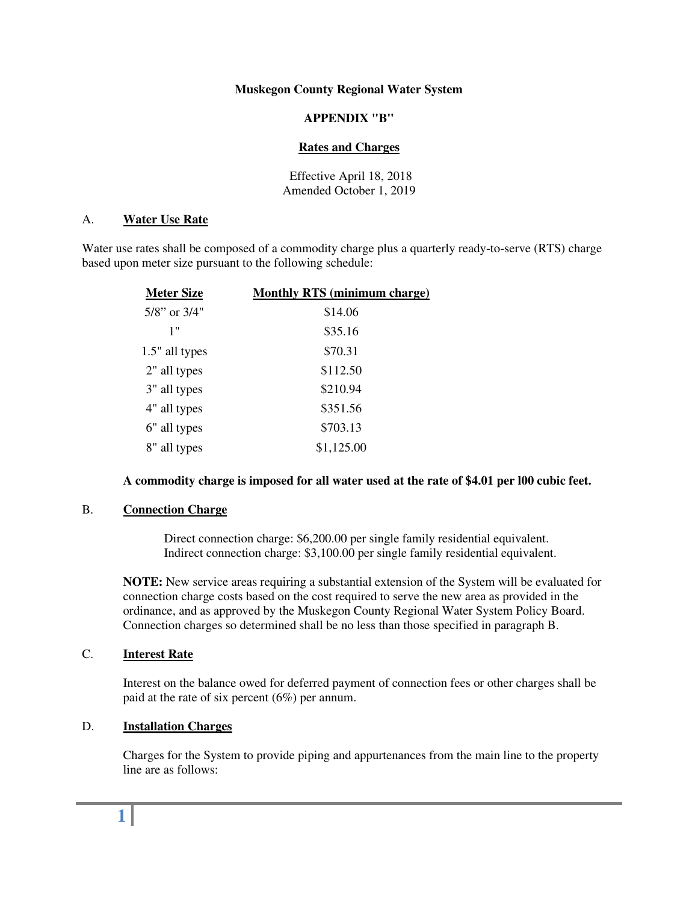**Muskegon County Regional Water System**

**APPENDIX "B"**

**Rates and Charges**

Effective April 18, 2018
Amended October 1, 2019

A. **Water Use Rate**

Water use rates shall be composed of a commodity charge plus a quarterly ready-to-serve (RTS) charge based upon meter size pursuant to the following schedule:

| Meter Size | Monthly RTS (minimum charge) |
|---|---|
| 5/8" or 3/4" | $14.06 |
| 1" | $35.16 |
| 1.5" all types | $70.31 |
| 2" all types | $112.50 |
| 3" all types | $210.94 |
| 4" all types | $351.56 |
| 6" all types | $703.13 |
| 8" all types | $1,125.00 |

**A commodity charge is imposed for all water used at the rate of $4.01 per l00 cubic feet.**

B. **Connection Charge**

Direct connection charge: $6,200.00 per single family residential equivalent.
Indirect connection charge: $3,100.00 per single family residential equivalent.

**NOTE:** New service areas requiring a substantial extension of the System will be evaluated for connection charge costs based on the cost required to serve the new area as provided in the ordinance, and as approved by the Muskegon County Regional Water System Policy Board. Connection charges so determined shall be no less than those specified in paragraph B.

C. **Interest Rate**

Interest on the balance owed for deferred payment of connection fees or other charges shall be paid at the rate of six percent (6%) per annum.

D. **Installation Charges**

Charges for the System to provide piping and appurtenances from the main line to the property line are as follows: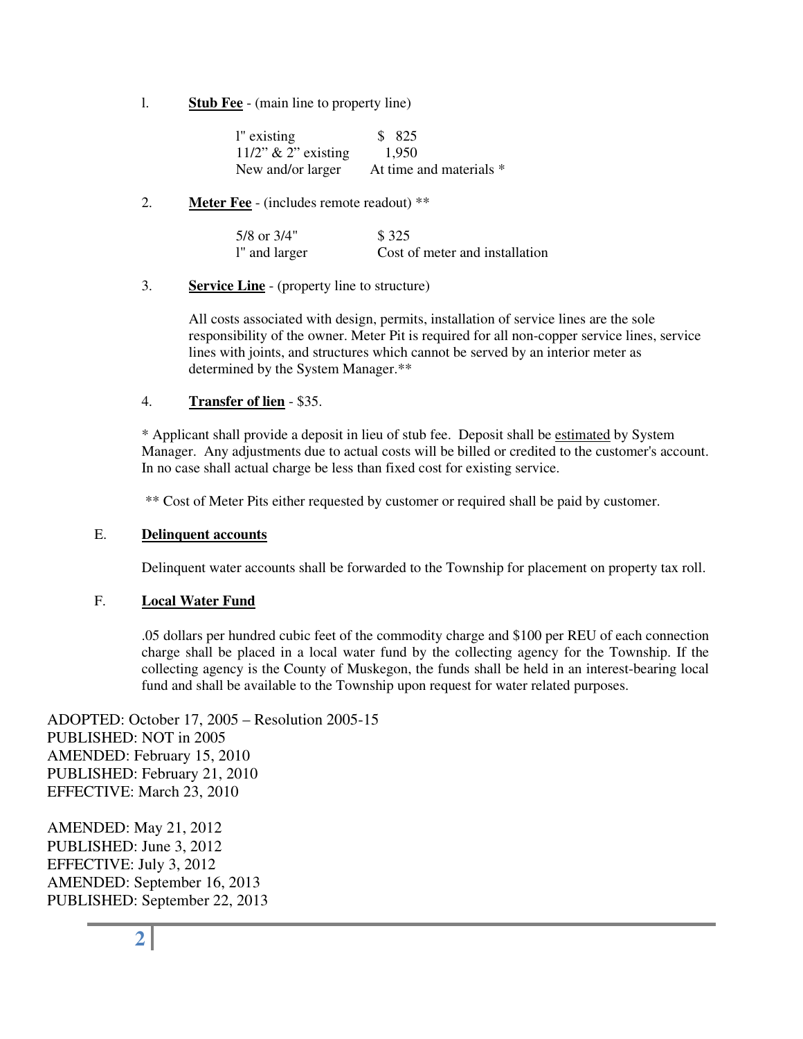1. **Stub Fee** - (main line to property line)

   | | |
   |---|---|
   | 1" existing | $ 825 |
   | 11/2" & 2" existing | 1,950 |
   | New and/or larger | At time and materials * |

2. **Meter Fee** - (includes remote readout) **

   | | |
   |---|---|
   | 5/8 or 3/4" | $ 325 |
   | 1" and larger | Cost of meter and installation |

3. **Service Line** - (property line to structure)

   All costs associated with design, permits, installation of service lines are the sole responsibility of the owner. Meter Pit is required for all non-copper service lines, service lines with joints, and structures which cannot be served by an interior meter as determined by the System Manager.**

4. **Transfer of lien** - $35.

* Applicant shall provide a deposit in lieu of stub fee. Deposit shall be estimated by System Manager. Any adjustments due to actual costs will be billed or credited to the customer's account. In no case shall actual charge be less than fixed cost for existing service.

** Cost of Meter Pits either requested by customer or required shall be paid by customer.

E. **Delinquent accounts**

Delinquent water accounts shall be forwarded to the Township for placement on property tax roll.

F. **Local Water Fund**

.05 dollars per hundred cubic feet of the commodity charge and $100 per REU of each connection charge shall be placed in a local water fund by the collecting agency for the Township. If the collecting agency is the County of Muskegon, the funds shall be held in an interest-bearing local fund and shall be available to the Township upon request for water related purposes.

ADOPTED: October 17, 2005 – Resolution 2005-15
PUBLISHED: NOT in 2005
AMENDED: February 15, 2010
PUBLISHED: February 21, 2010
EFFECTIVE: March 23, 2010

AMENDED: May 21, 2012
PUBLISHED: June 3, 2012
EFFECTIVE: July 3, 2012
AMENDED: September 16, 2013
PUBLISHED: September 22, 2013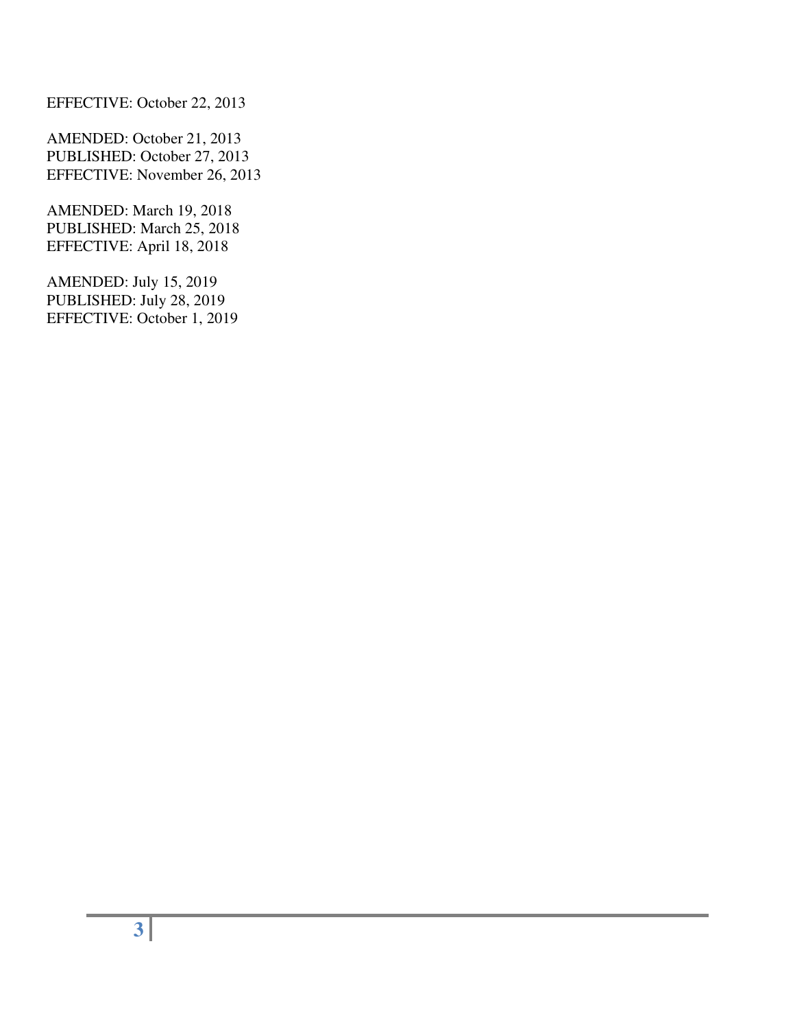EFFECTIVE: October 22, 2013

AMENDED: October 21, 2013
PUBLISHED: October 27, 2013
EFFECTIVE: November 26, 2013

AMENDED: March 19, 2018
PUBLISHED: March 25, 2018
EFFECTIVE: April 18, 2018

AMENDED: July 15, 2019
PUBLISHED: July 28, 2019
EFFECTIVE: October 1, 2019